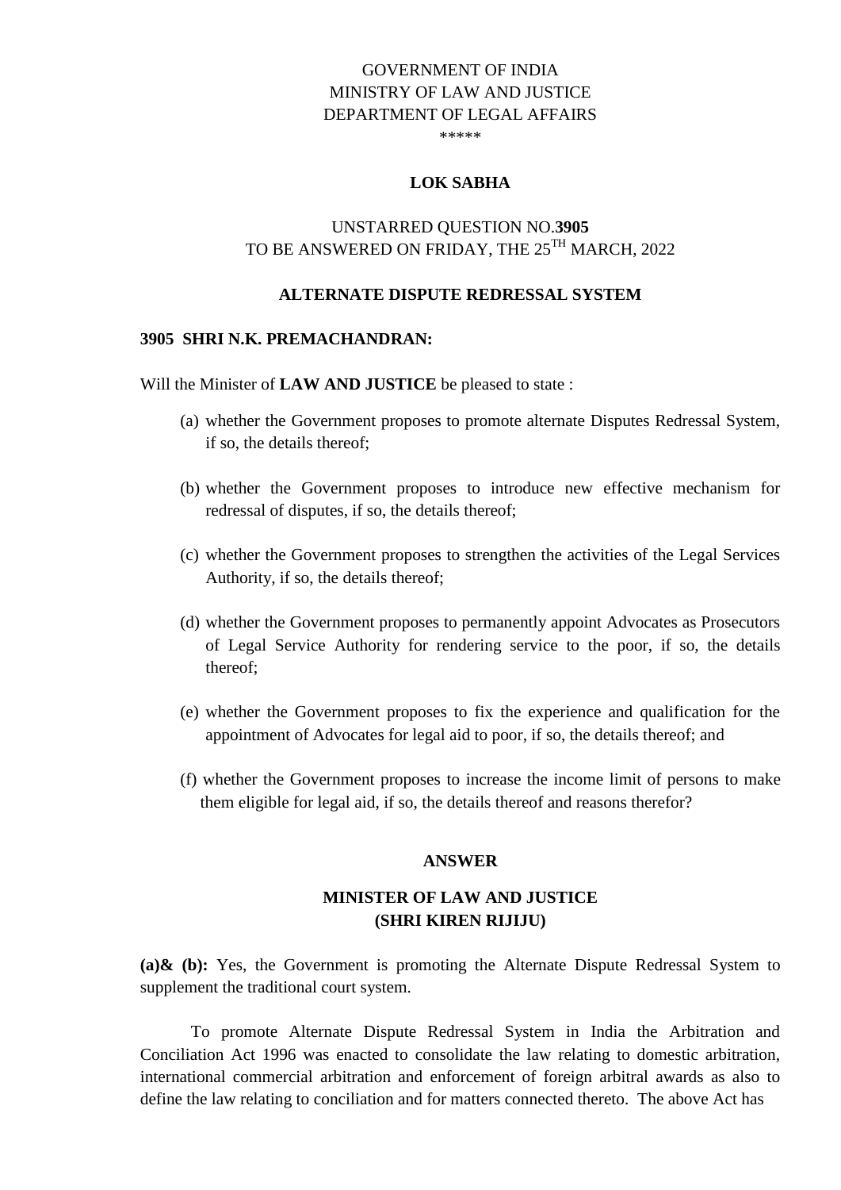GOVERNMENT OF INDIA
MINISTRY OF LAW AND JUSTICE
DEPARTMENT OF LEGAL AFFAIRS
\*\*\*\*\*

**LOK SABHA**

UNSTARRED QUESTION NO.**3905**
TO BE ANSWERED ON FRIDAY, THE 25TH MARCH, 2022

**ALTERNATE DISPUTE REDRESSAL SYSTEM**

**3905 SHRI N.K. PREMACHANDRAN:**

Will the Minister of **LAW AND JUSTICE** be pleased to state :

(a) whether the Government proposes to promote alternate Disputes Redressal System, if so, the details thereof;

(b) whether the Government proposes to introduce new effective mechanism for redressal of disputes, if so, the details thereof;

(c) whether the Government proposes to strengthen the activities of the Legal Services Authority, if so, the details thereof;

(d) whether the Government proposes to permanently appoint Advocates as Prosecutors of Legal Service Authority for rendering service to the poor, if so, the details thereof;

(e) whether the Government proposes to fix the experience and qualification for the appointment of Advocates for legal aid to poor, if so, the details thereof; and

(f) whether the Government proposes to increase the income limit of persons to make them eligible for legal aid, if so, the details thereof and reasons therefor?

**ANSWER**

**MINISTER OF LAW AND JUSTICE**
**(SHRI KIREN RIJIJU)**

**(a)& (b):** Yes, the Government is promoting the Alternate Dispute Redressal System to supplement the traditional court system.

To promote Alternate Dispute Redressal System in India the Arbitration and Conciliation Act 1996 was enacted to consolidate the law relating to domestic arbitration, international commercial arbitration and enforcement of foreign arbitral awards as also to define the law relating to conciliation and for matters connected thereto. The above Act has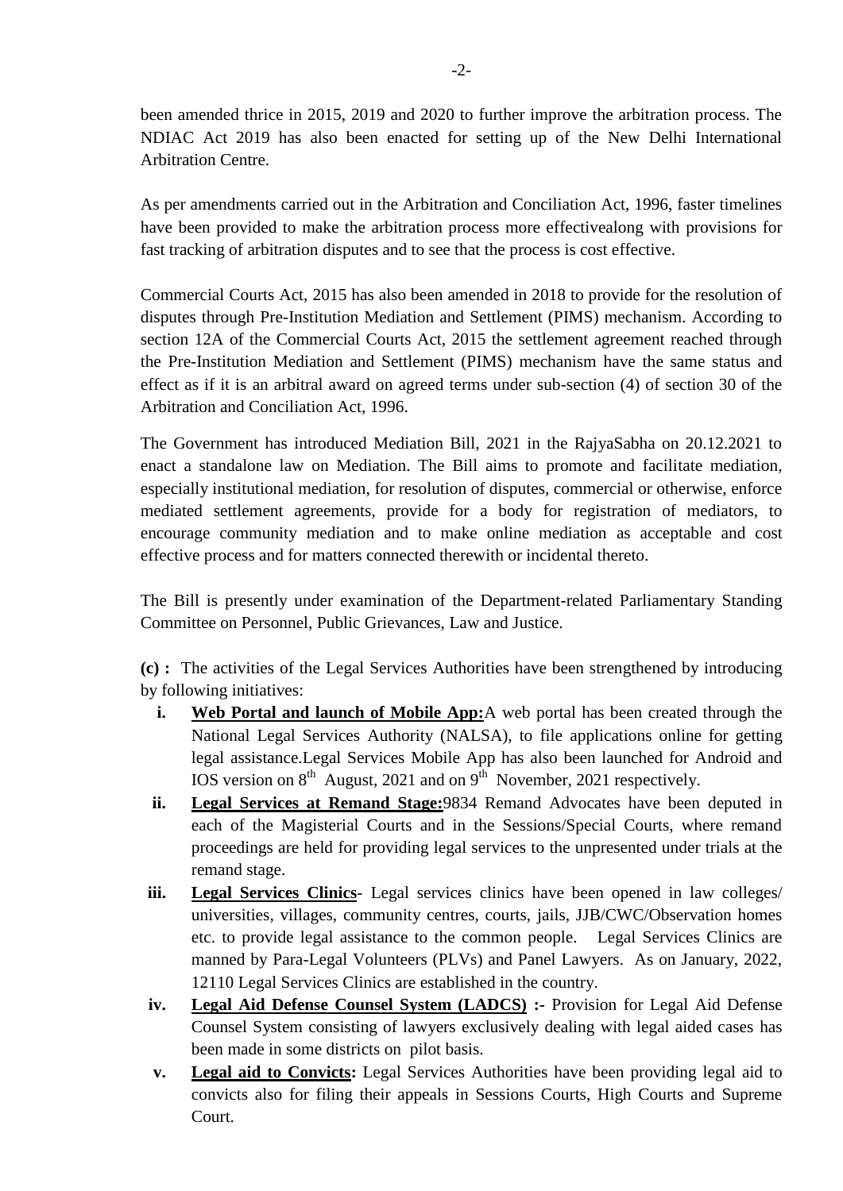been amended thrice in 2015, 2019 and 2020 to further improve the arbitration process. The NDIAC Act 2019 has also been enacted for setting up of the New Delhi International Arbitration Centre.

As per amendments carried out in the Arbitration and Conciliation Act, 1996, faster timelines have been provided to make the arbitration process more effectivealong with provisions for fast tracking of arbitration disputes and to see that the process is cost effective.

Commercial Courts Act, 2015 has also been amended in 2018 to provide for the resolution of disputes through Pre-Institution Mediation and Settlement (PIMS) mechanism. According to section 12A of the Commercial Courts Act, 2015 the settlement agreement reached through the Pre-Institution Mediation and Settlement (PIMS) mechanism have the same status and effect as if it is an arbitral award on agreed terms under sub-section (4) of section 30 of the Arbitration and Conciliation Act, 1996.

The Government has introduced Mediation Bill, 2021 in the RajyaSabha on 20.12.2021 to enact a standalone law on Mediation. The Bill aims to promote and facilitate mediation, especially institutional mediation, for resolution of disputes, commercial or otherwise, enforce mediated settlement agreements, provide for a body for registration of mediators, to encourage community mediation and to make online mediation as acceptable and cost effective process and for matters connected therewith or incidental thereto.

The Bill is presently under examination of the Department-related Parliamentary Standing Committee on Personnel, Public Grievances, Law and Justice.

**(c) :** The activities of the Legal Services Authorities have been strengthened by introducing by following initiatives:

- **i.** **<u>Web Portal and launch of Mobile App:</u>**A web portal has been created through the National Legal Services Authority (NALSA), to file applications online for getting legal assistance.Legal Services Mobile App has also been launched for Android and IOS version on 8th August, 2021 and on 9th November, 2021 respectively.
- **ii.** **<u>Legal Services at Remand Stage:</u>**9834 Remand Advocates have been deputed in each of the Magisterial Courts and in the Sessions/Special Courts, where remand proceedings are held for providing legal services to the unpresented under trials at the remand stage.
- **iii.** **<u>Legal Services Clinics</u>**- Legal services clinics have been opened in law colleges/ universities, villages, community centres, courts, jails, JJB/CWC/Observation homes etc. to provide legal assistance to the common people. Legal Services Clinics are manned by Para-Legal Volunteers (PLVs) and Panel Lawyers. As on January, 2022, 12110 Legal Services Clinics are established in the country.
- **iv.** **<u>Legal Aid Defense Counsel System (LADCS)</u> :-** Provision for Legal Aid Defense Counsel System consisting of lawyers exclusively dealing with legal aided cases has been made in some districts on pilot basis.
- **v.** **<u>Legal aid to Convicts</u>:** Legal Services Authorities have been providing legal aid to convicts also for filing their appeals in Sessions Courts, High Courts and Supreme Court.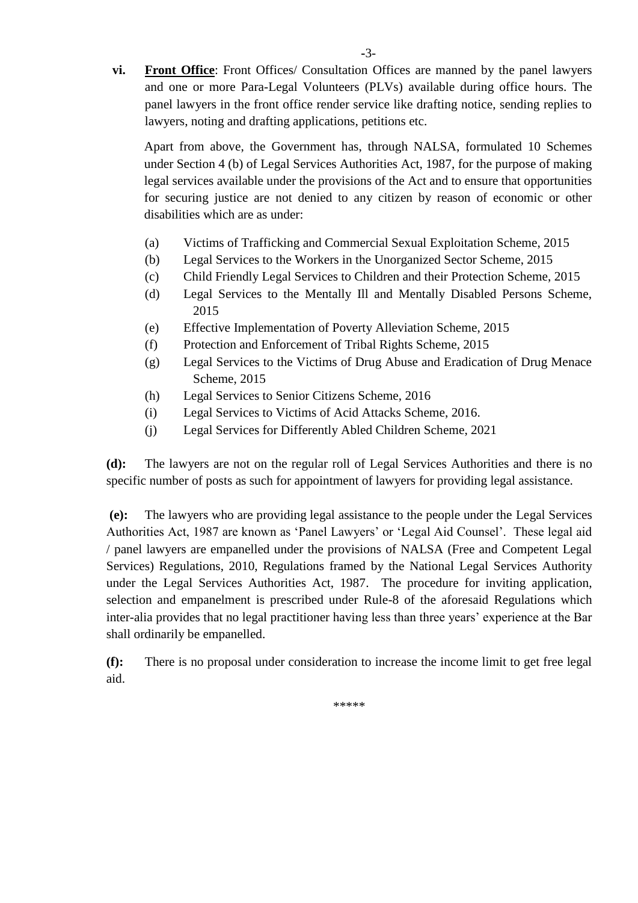**vi.** **Front Office**: Front Offices/ Consultation Offices are manned by the panel lawyers and one or more Para-Legal Volunteers (PLVs) available during office hours. The panel lawyers in the front office render service like drafting notice, sending replies to lawyers, noting and drafting applications, petitions etc.

Apart from above, the Government has, through NALSA, formulated 10 Schemes under Section 4 (b) of Legal Services Authorities Act, 1987, for the purpose of making legal services available under the provisions of the Act and to ensure that opportunities for securing justice are not denied to any citizen by reason of economic or other disabilities which are as under:

(a) Victims of Trafficking and Commercial Sexual Exploitation Scheme, 2015
(b) Legal Services to the Workers in the Unorganized Sector Scheme, 2015
(c) Child Friendly Legal Services to Children and their Protection Scheme, 2015
(d) Legal Services to the Mentally Ill and Mentally Disabled Persons Scheme, 2015
(e) Effective Implementation of Poverty Alleviation Scheme, 2015
(f) Protection and Enforcement of Tribal Rights Scheme, 2015
(g) Legal Services to the Victims of Drug Abuse and Eradication of Drug Menace Scheme, 2015
(h) Legal Services to Senior Citizens Scheme, 2016
(i) Legal Services to Victims of Acid Attacks Scheme, 2016.
(j) Legal Services for Differently Abled Children Scheme, 2021

**(d):** The lawyers are not on the regular roll of Legal Services Authorities and there is no specific number of posts as such for appointment of lawyers for providing legal assistance.

**(e):** The lawyers who are providing legal assistance to the people under the Legal Services Authorities Act, 1987 are known as 'Panel Lawyers' or 'Legal Aid Counsel'. These legal aid / panel lawyers are empanelled under the provisions of NALSA (Free and Competent Legal Services) Regulations, 2010, Regulations framed by the National Legal Services Authority under the Legal Services Authorities Act, 1987. The procedure for inviting application, selection and empanelment is prescribed under Rule-8 of the aforesaid Regulations which inter-alia provides that no legal practitioner having less than three years' experience at the Bar shall ordinarily be empanelled.

**(f):** There is no proposal under consideration to increase the income limit to get free legal aid.

*****